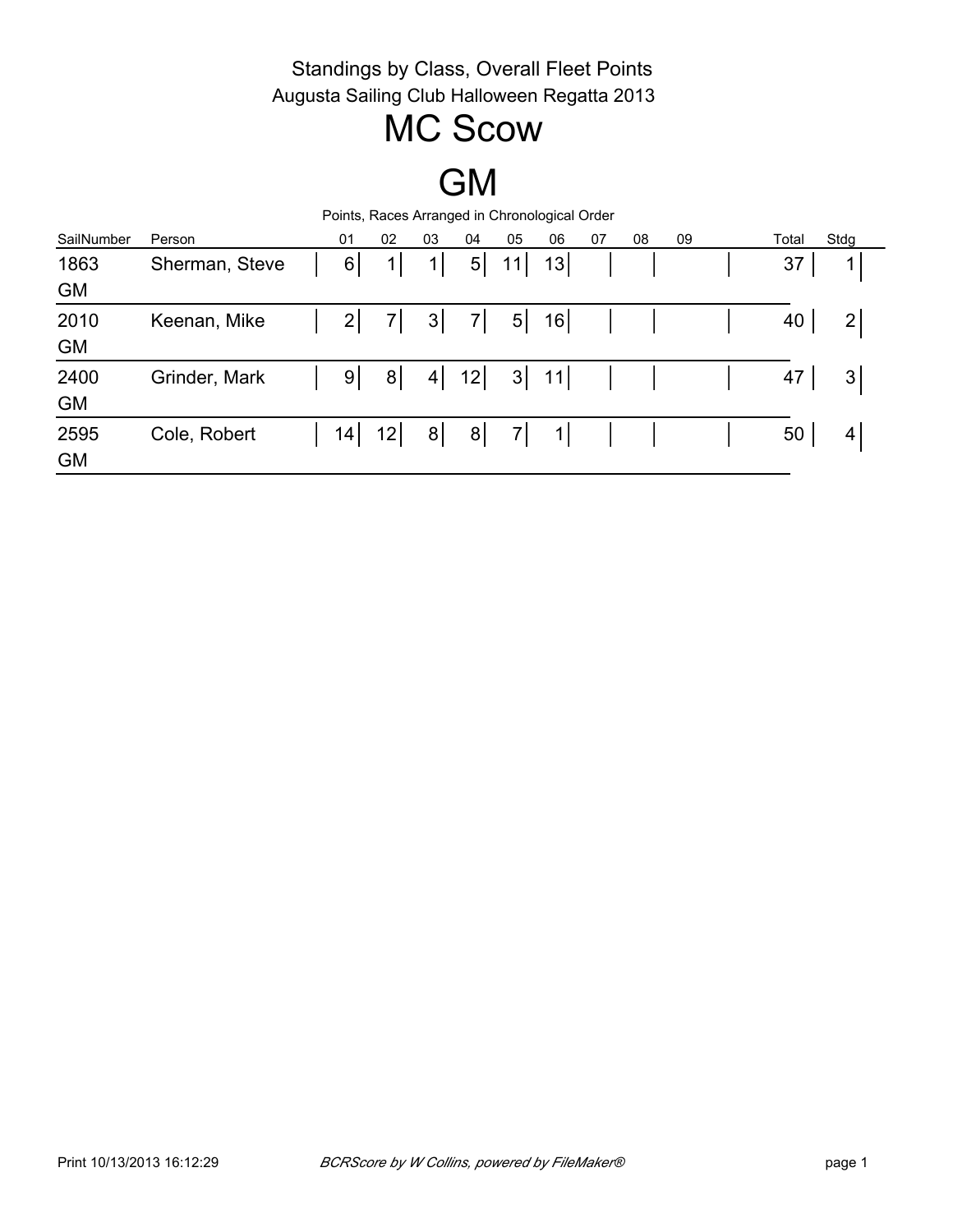Standings by Class, Overall Fleet Points

Augusta Sailing Club Halloween Regatta 2013

# MC Scow

# GM

Points, Races Arranged in Chronological Order

| SailNumber | Person | 01 | 02 | 03 | 04 | 05 | 06 | 07 | 08 | 09 | Total | Stdg |
|---|---|---|---|---|---|---|---|---|---|---|---|---|
| 1863 GM | Sherman, Steve | 6 | 1 | 1 | 5 | 11 | 13 | | | | 37 | 1 |
| 2010 GM | Keenan, Mike | 2 | 7 | 3 | 7 | 5 | 16 | | | | 40 | 2 |
| 2400 GM | Grinder, Mark | 9 | 8 | 4 | 12 | 3 | 11 | | | | 47 | 3 |
| 2595 GM | Cole, Robert | 14 | 12 | 8 | 8 | 7 | 1 | | | | 50 | 4 |

Print 10/13/2013 16:12:29 *BCRScore by W Collins, powered by FileMaker®*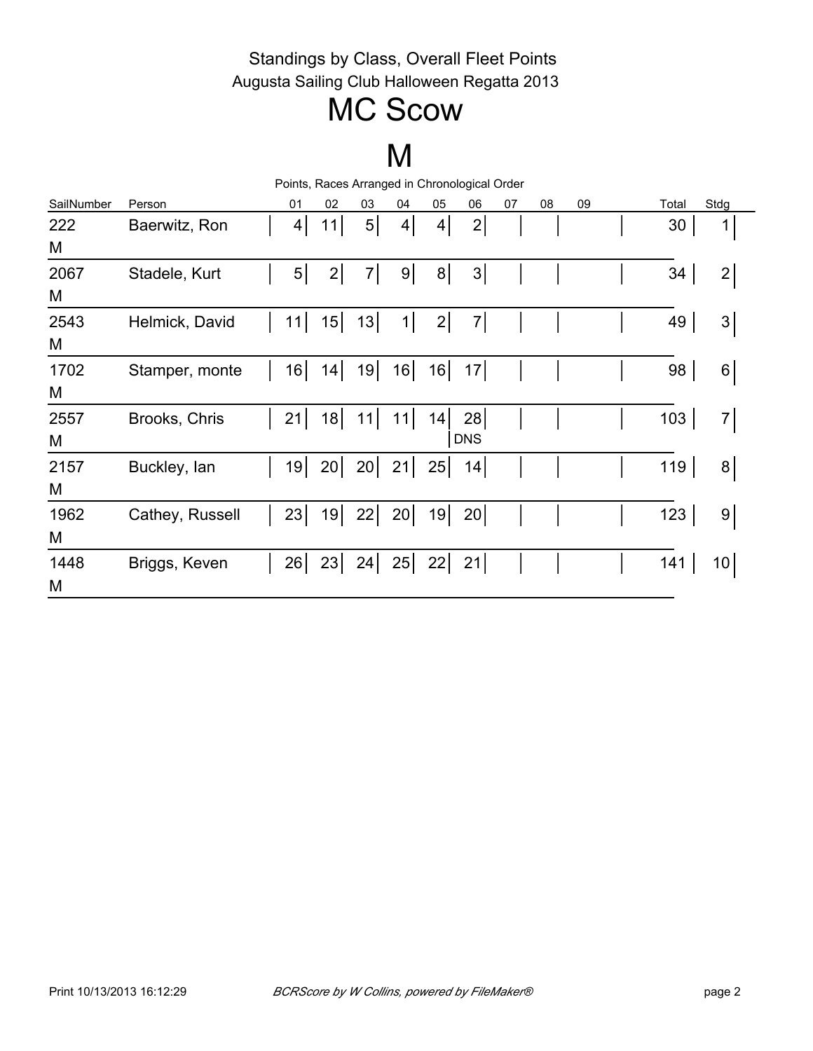Standings by Class, Overall Fleet Points

Augusta Sailing Club Halloween Regatta 2013

# MC Scow

# M

Points, Races Arranged in Chronological Order

| SailNumber | Person | 01 | 02 | 03 | 04 | 05 | 06 | 07 | 08 | 09 | Total | Stdg |
|---|---|---|---|---|---|---|---|---|---|---|---|---|
| 222 M | Baerwitz, Ron | 4 | 11 | 5 | 4 | 4 | 2 | | | | 30 | 1 |
| 2067 M | Stadele, Kurt | 5 | 2 | 7 | 9 | 8 | 3 | | | | 34 | 2 |
| 2543 M | Helmick, David | 11 | 15 | 13 | 1 | 2 | 7 | | | | 49 | 3 |
| 1702 M | Stamper, monte | 16 | 14 | 19 | 16 | 16 | 17 | | | | 98 | 6 |
| 2557 M | Brooks, Chris | 21 | 18 | 11 | 11 | 14 | 28 DNS | | | | 103 | 7 |
| 2157 M | Buckley, Ian | 19 | 20 | 20 | 21 | 25 | 14 | | | | 119 | 8 |
| 1962 M | Cathey, Russell | 23 | 19 | 22 | 20 | 19 | 20 | | | | 123 | 9 |
| 1448 M | Briggs, Keven | 26 | 23 | 24 | 25 | 22 | 21 | | | | 141 | 10 |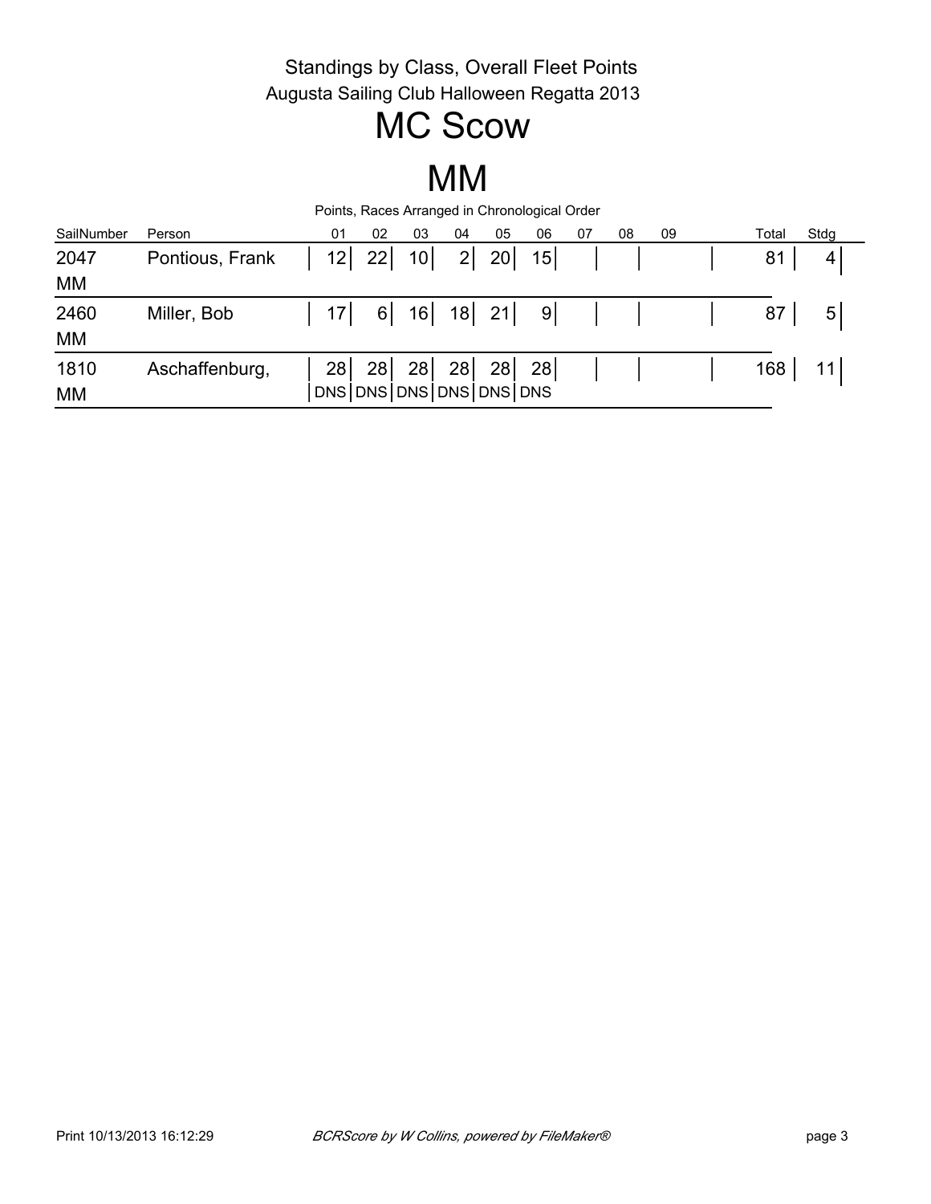Standings by Class, Overall Fleet Points

Augusta Sailing Club Halloween Regatta 2013

# MC Scow

# MM

Points, Races Arranged in Chronological Order

| SailNumber | Person | 01 | 02 | 03 | 04 | 05 | 06 | 07 | 08 | 09 | Total | Stdg |
|---|---|---|---|---|---|---|---|---|---|---|---|---|
| 2047 MM | Pontious, Frank | 12 | 22 | 10 | 2 | 20 | 15 | | | | 81 | 4 |
| 2460 MM | Miller, Bob | 17 | 6 | 16 | 18 | 21 | 9 | | | | 87 | 5 |
| 1810 MM | Aschaffenburg, | 28 DNS | 28 DNS | 28 DNS | 28 DNS | 28 DNS | 28 DNS | | | | 168 | 11 |

Print 10/13/2013 16:12:29

*BCRScore by W Collins, powered by FileMaker®*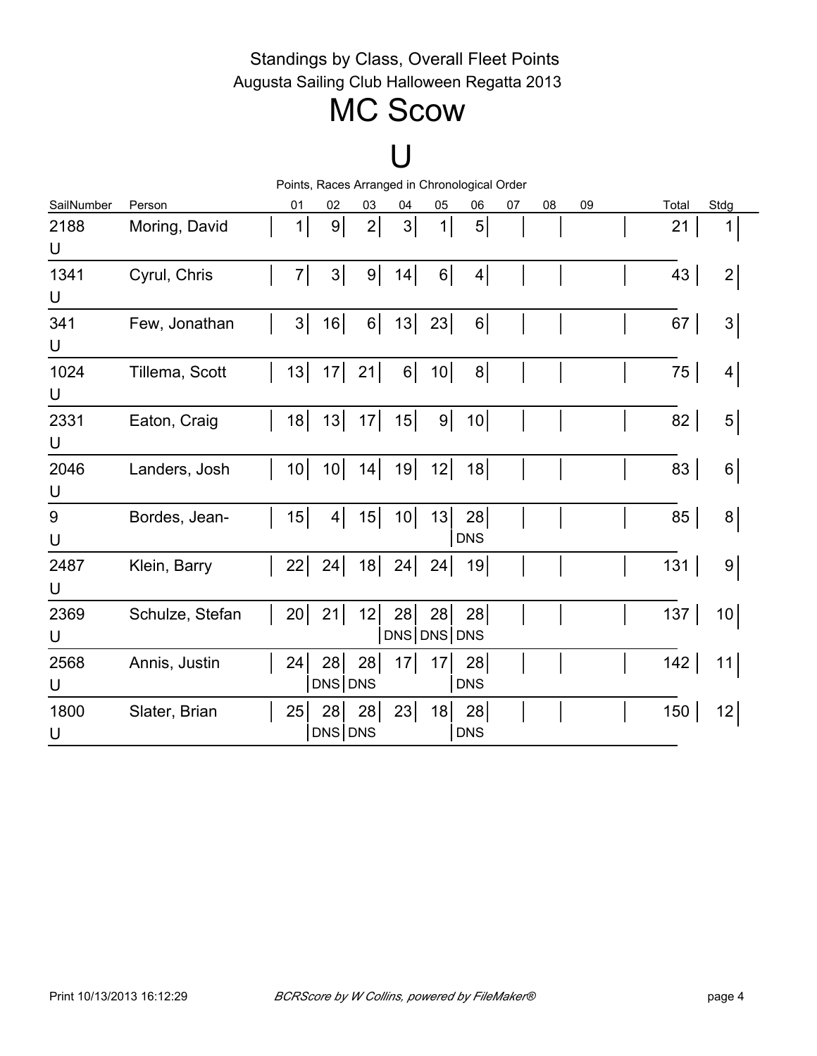Standings by Class, Overall Fleet Points

Augusta Sailing Club Halloween Regatta 2013

# MC Scow

# U

Points, Races Arranged in Chronological Order

| SailNumber | Person | 01 | 02 | 03 | 04 | 05 | 06 | 07 | 08 | 09 | Total | Stdg |
|---|---|---|---|---|---|---|---|---|---|---|---|---|
| 2188 U | Moring, David | 1 | 9 | 2 | 3 | 1 | 5 | | | | 21 | 1 |
| 1341 U | Cyrul, Chris | 7 | 3 | 9 | 14 | 6 | 4 | | | | 43 | 2 |
| 341 U | Few, Jonathan | 3 | 16 | 6 | 13 | 23 | 6 | | | | 67 | 3 |
| 1024 U | Tillema, Scott | 13 | 17 | 21 | 6 | 10 | 8 | | | | 75 | 4 |
| 2331 U | Eaton, Craig | 18 | 13 | 17 | 15 | 9 | 10 | | | | 82 | 5 |
| 2046 U | Landers, Josh | 10 | 10 | 14 | 19 | 12 | 18 | | | | 83 | 6 |
| 9 U | Bordes, Jean- | 15 | 4 | 15 | 10 | 13 | 28 DNS | | | | 85 | 8 |
| 2487 U | Klein, Barry | 22 | 24 | 18 | 24 | 24 | 19 | | | | 131 | 9 |
| 2369 U | Schulze, Stefan | 20 | 21 | 12 | 28 DNS | 28 DNS | 28 DNS | | | | 137 | 10 |
| 2568 U | Annis, Justin | 24 | 28 DNS | 28 DNS | 17 | 17 | 28 DNS | | | | 142 | 11 |
| 1800 U | Slater, Brian | 25 | 28 DNS | 28 DNS | 23 | 18 | 28 DNS | | | | 150 | 12 |

Print 10/13/2013 16:12:29 *BCRScore by W Collins, powered by FileMaker®*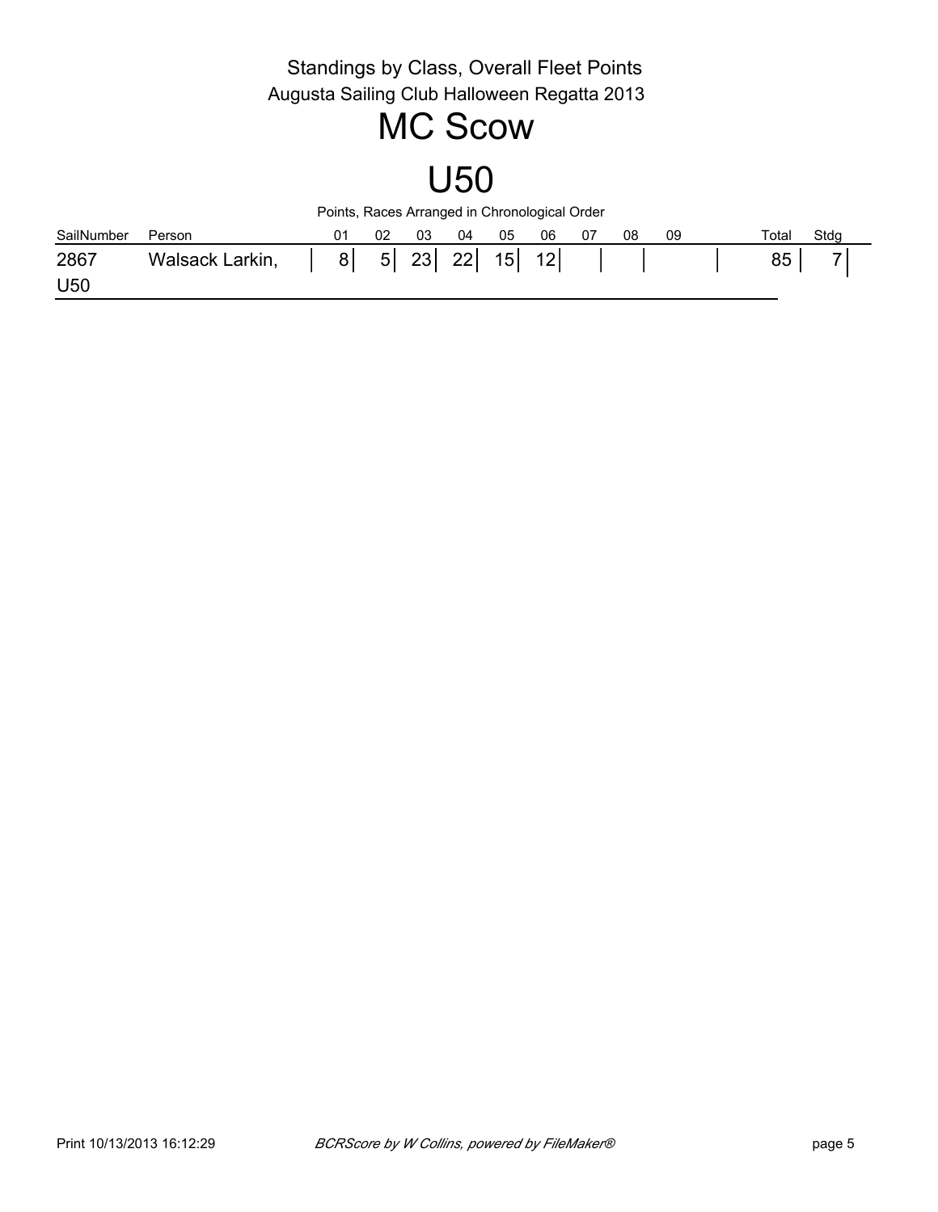Standings by Class, Overall Fleet Points

Augusta Sailing Club Halloween Regatta 2013

# MC Scow

# U50

Points, Races Arranged in Chronological Order

| SailNumber | Person | 01 | 02 | 03 | 04 | 05 | 06 | 07 | 08 | 09 | Total | Stdg |
|---|---|---|---|---|---|---|---|---|---|---|---|---|
| 2867 U50 | Walsack Larkin, | 8 | 5 | 23 | 22 | 15 | 12 | | | | 85 | 7 |

Print 10/13/2013 16:12:29

*BCRScore by W Collins, powered by FileMaker®*